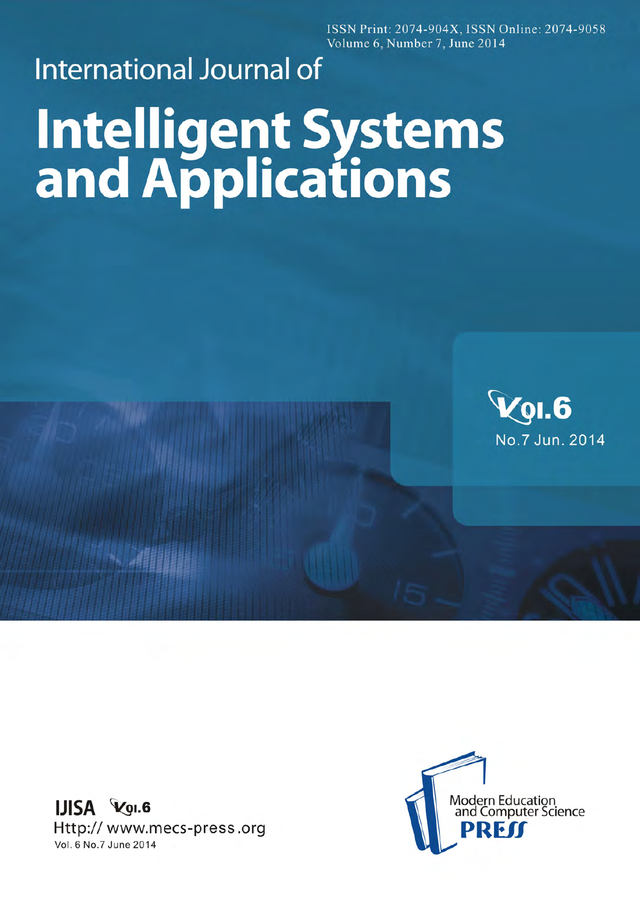ISSN Print: 2074-904X, ISSN Online: 2074-9058
Volume 6, Number 7, June 2014

International Journal of

# Intelligent Systems and Applications

Vol.6

No.7 Jun. 2014

IJISA Vol.6

Http:// www.mecs-press.org

Vol. 6 No.7 June 2014

Modern Education and Computer Science PRESS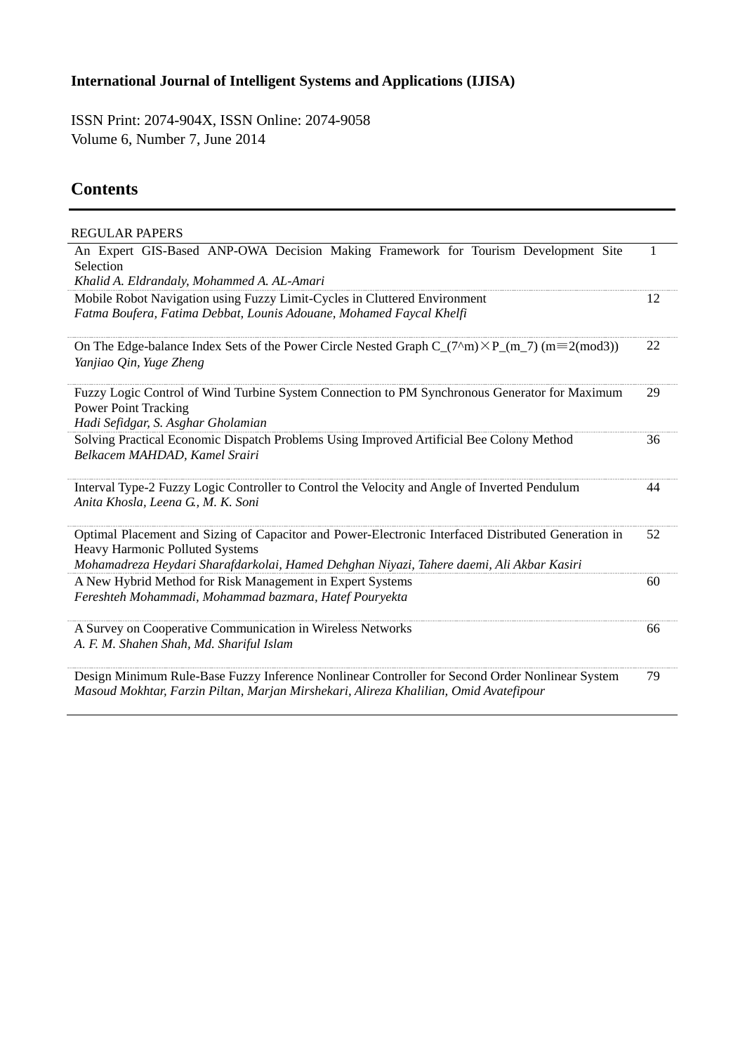**International Journal of Intelligent Systems and Applications (IJISA)**

ISSN Print: 2074-904X, ISSN Online: 2074-9058
Volume 6, Number 7, June 2014

## Contents

| REGULAR PAPERS | |
|---|---|
| An Expert GIS-Based ANP-OWA Decision Making Framework for Tourism Development Site Selection<br>*Khalid A. Eldrandaly, Mohammed A. AL-Amari* | 1 |
| Mobile Robot Navigation using Fuzzy Limit-Cycles in Cluttered Environment<br>*Fatma Boufera, Fatima Debbat, Lounis Adouane, Mohamed Faycal Khelfi* | 12 |
| On The Edge-balance Index Sets of the Power Circle Nested Graph $C_{(7^m)} \times P_{(m_7)}$ ($m \equiv 2 (mod 3)$)<br>*Yanjiao Qin, Yuge Zheng* | 22 |
| Fuzzy Logic Control of Wind Turbine System Connection to PM Synchronous Generator for Maximum Power Point Tracking<br>*Hadi Sefidgar, S. Asghar Gholamian* | 29 |
| Solving Practical Economic Dispatch Problems Using Improved Artificial Bee Colony Method<br>*Belkacem MAHDAD, Kamel Srairi* | 36 |
| Interval Type-2 Fuzzy Logic Controller to Control the Velocity and Angle of Inverted Pendulum<br>*Anita Khosla, Leena G., M. K. Soni* | 44 |
| Optimal Placement and Sizing of Capacitor and Power-Electronic Interfaced Distributed Generation in Heavy Harmonic Polluted Systems<br>*Mohamadreza Heydari Sharafdarkolai, Hamed Dehghan Niyazi, Tahere daemi, Ali Akbar Kasiri* | 52 |
| A New Hybrid Method for Risk Management in Expert Systems<br>*Fereshteh Mohammadi, Mohammad bazmara, Hatef Pouryekta* | 60 |
| A Survey on Cooperative Communication in Wireless Networks<br>*A. F. M. Shahen Shah, Md. Shariful Islam* | 66 |
| Design Minimum Rule-Base Fuzzy Inference Nonlinear Controller for Second Order Nonlinear System<br>*Masoud Mokhtar, Farzin Piltan, Marjan Mirshekari, Alireza Khalilian, Omid Avatefipour* | 79 |